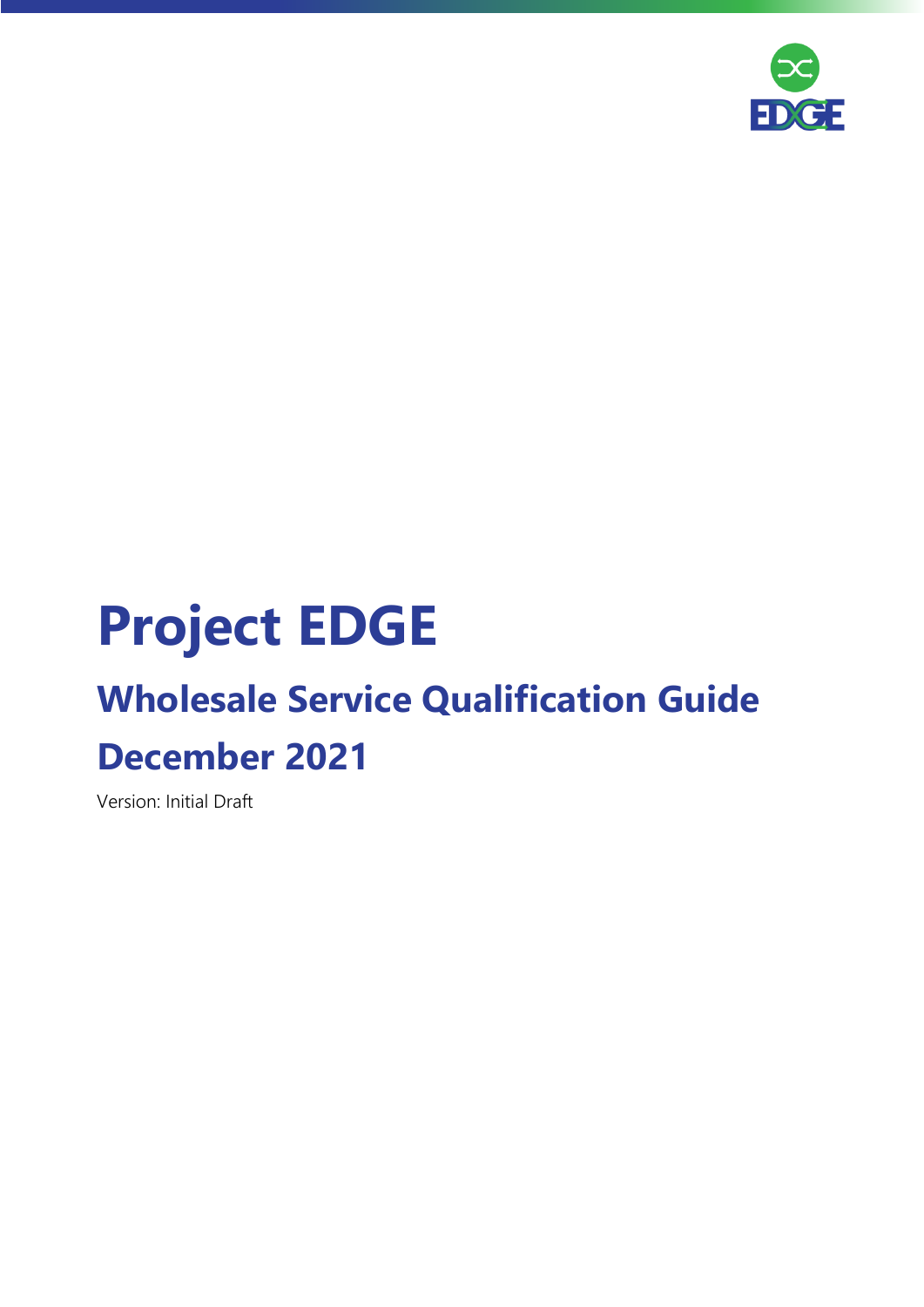# Project EDGE

## Wholesale Service Qualification Guide

## December 2021

Version: Initial Draft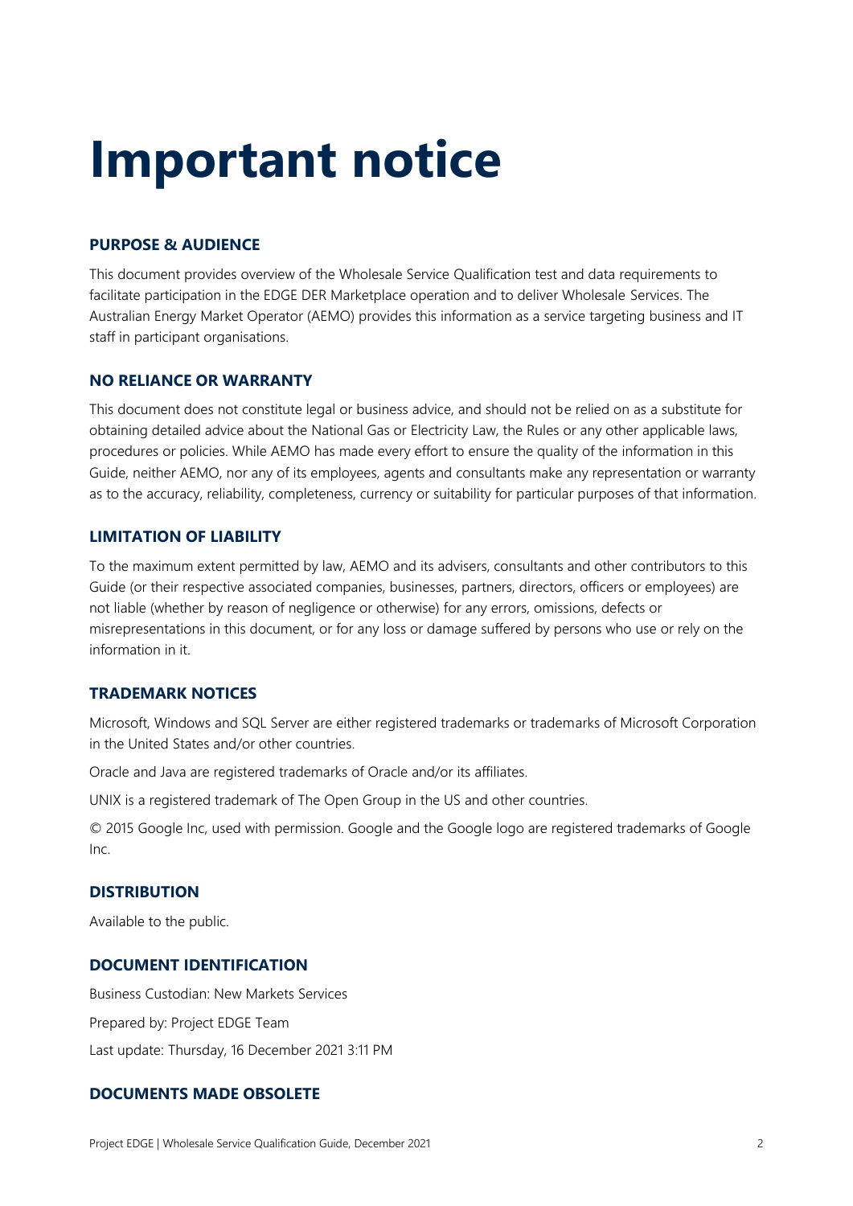# Important notice

### PURPOSE & AUDIENCE

This document provides overview of the Wholesale Service Qualification test and data requirements to facilitate participation in the EDGE DER Marketplace operation and to deliver Wholesale Services. The Australian Energy Market Operator (AEMO) provides this information as a service targeting business and IT staff in participant organisations.

### NO RELIANCE OR WARRANTY

This document does not constitute legal or business advice, and should not be relied on as a substitute for obtaining detailed advice about the National Gas or Electricity Law, the Rules or any other applicable laws, procedures or policies. While AEMO has made every effort to ensure the quality of the information in this Guide, neither AEMO, nor any of its employees, agents and consultants make any representation or warranty as to the accuracy, reliability, completeness, currency or suitability for particular purposes of that information.

### LIMITATION OF LIABILITY

To the maximum extent permitted by law, AEMO and its advisers, consultants and other contributors to this Guide (or their respective associated companies, businesses, partners, directors, officers or employees) are not liable (whether by reason of negligence or otherwise) for any errors, omissions, defects or misrepresentations in this document, or for any loss or damage suffered by persons who use or rely on the information in it.

### TRADEMARK NOTICES

Microsoft, Windows and SQL Server are either registered trademarks or trademarks of Microsoft Corporation in the United States and/or other countries.

Oracle and Java are registered trademarks of Oracle and/or its affiliates.

UNIX is a registered trademark of The Open Group in the US and other countries.

© 2015 Google Inc, used with permission. Google and the Google logo are registered trademarks of Google Inc.

### DISTRIBUTION

Available to the public.

### DOCUMENT IDENTIFICATION

Business Custodian: New Markets Services

Prepared by: Project EDGE Team

Last update: Thursday, 16 December 2021 3:11 PM

### DOCUMENTS MADE OBSOLETE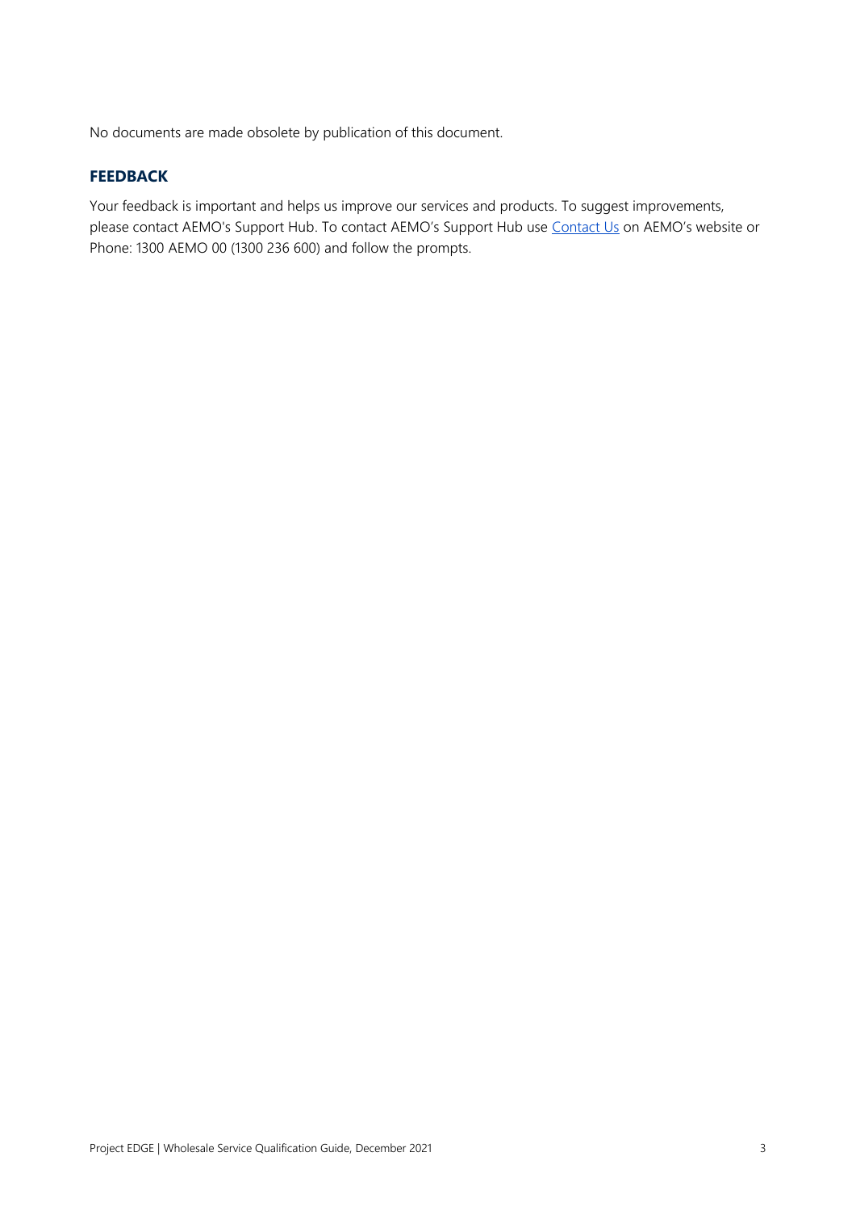No documents are made obsolete by publication of this document.

## FEEDBACK

Your feedback is important and helps us improve our services and products. To suggest improvements, please contact AEMO's Support Hub. To contact AEMO's Support Hub use [Contact Us] on AEMO's website or Phone: 1300 AEMO 00 (1300 236 600) and follow the prompts.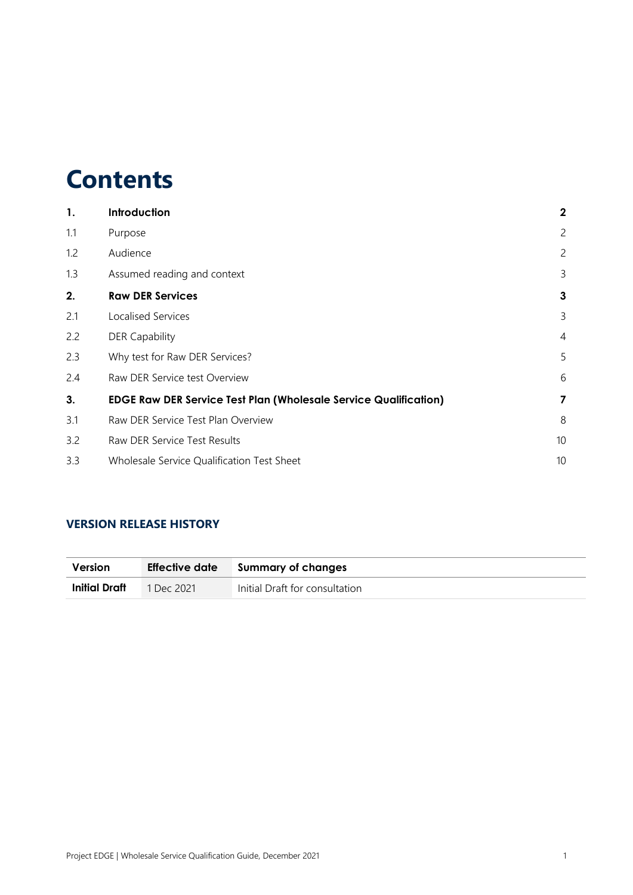# Contents

| | | |
|---|---|---|
| **1.** | **Introduction** | **2** |
| 1.1 | Purpose | 2 |
| 1.2 | Audience | 2 |
| 1.3 | Assumed reading and context | 3 |
| **2.** | **Raw DER Services** | **3** |
| 2.1 | Localised Services | 3 |
| 2.2 | DER Capability | 4 |
| 2.3 | Why test for Raw DER Services? | 5 |
| 2.4 | Raw DER Service test Overview | 6 |
| **3.** | **EDGE Raw DER Service Test Plan (Wholesale Service Qualification)** | **7** |
| 3.1 | Raw DER Service Test Plan Overview | 8 |
| 3.2 | Raw DER Service Test Results | 10 |
| 3.3 | Wholesale Service Qualification Test Sheet | 10 |

## VERSION RELEASE HISTORY

| Version | Effective date | Summary of changes |
|---|---|---|
| **Initial Draft** | 1 Dec 2021 | Initial Draft for consultation |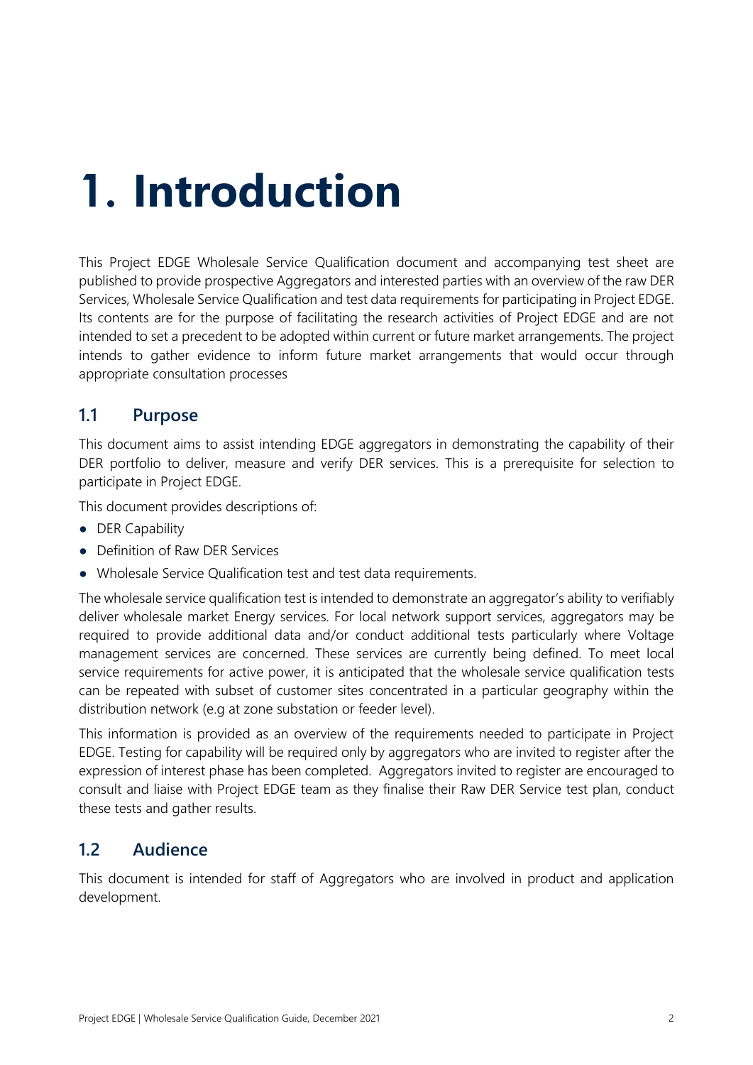# 1. Introduction

This Project EDGE Wholesale Service Qualification document and accompanying test sheet are published to provide prospective Aggregators and interested parties with an overview of the raw DER Services, Wholesale Service Qualification and test data requirements for participating in Project EDGE. Its contents are for the purpose of facilitating the research activities of Project EDGE and are not intended to set a precedent to be adopted within current or future market arrangements. The project intends to gather evidence to inform future market arrangements that would occur through appropriate consultation processes

## 1.1 Purpose

This document aims to assist intending EDGE aggregators in demonstrating the capability of their DER portfolio to deliver, measure and verify DER services. This is a prerequisite for selection to participate in Project EDGE.

This document provides descriptions of:

- DER Capability
- Definition of Raw DER Services
- Wholesale Service Qualification test and test data requirements.

The wholesale service qualification test is intended to demonstrate an aggregator's ability to verifiably deliver wholesale market Energy services. For local network support services, aggregators may be required to provide additional data and/or conduct additional tests particularly where Voltage management services are concerned. These services are currently being defined. To meet local service requirements for active power, it is anticipated that the wholesale service qualification tests can be repeated with subset of customer sites concentrated in a particular geography within the distribution network (e.g at zone substation or feeder level).

This information is provided as an overview of the requirements needed to participate in Project EDGE. Testing for capability will be required only by aggregators who are invited to register after the expression of interest phase has been completed. Aggregators invited to register are encouraged to consult and liaise with Project EDGE team as they finalise their Raw DER Service test plan, conduct these tests and gather results.

## 1.2 Audience

This document is intended for staff of Aggregators who are involved in product and application development.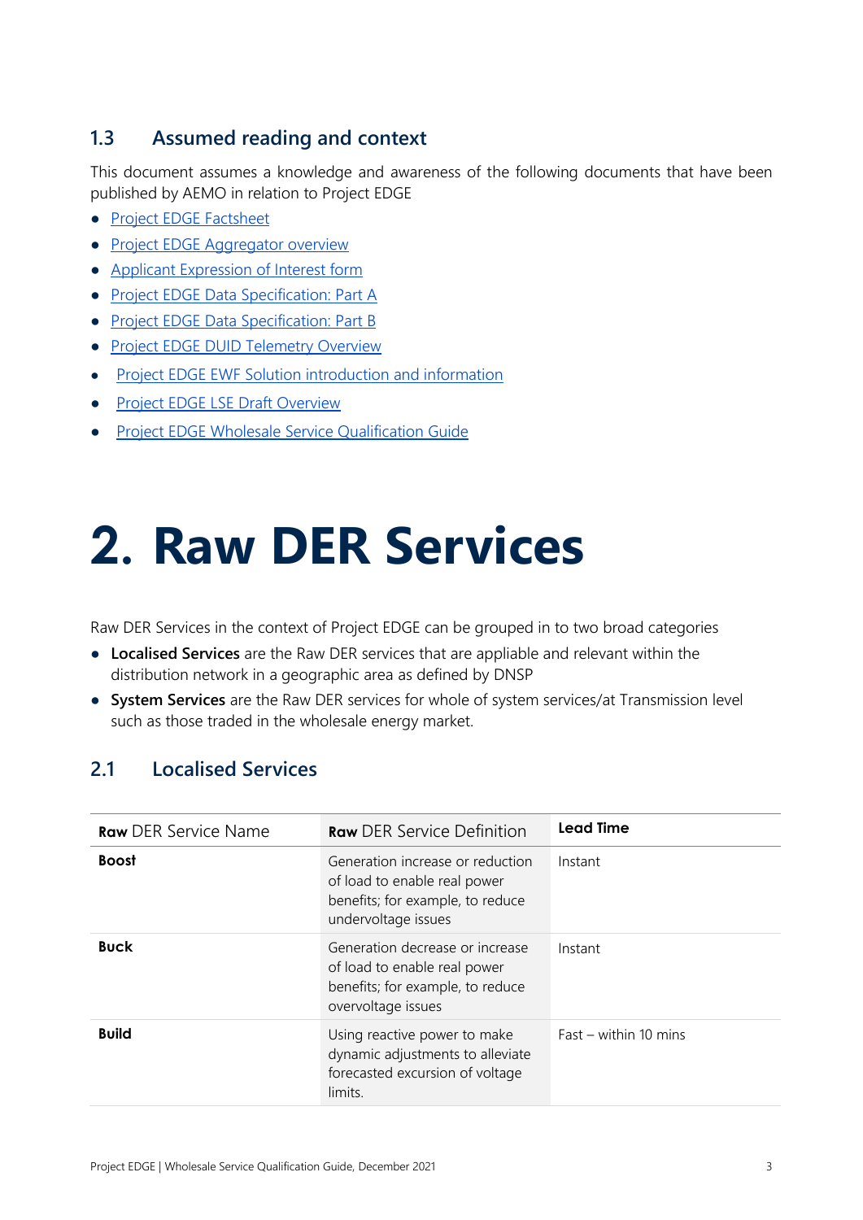## 1.3 Assumed reading and context

This document assumes a knowledge and awareness of the following documents that have been published by AEMO in relation to Project EDGE

- Project EDGE Factsheet
- Project EDGE Aggregator overview
- Applicant Expression of Interest form
- Project EDGE Data Specification: Part A
- Project EDGE Data Specification: Part B
- Project EDGE DUID Telemetry Overview
- Project EDGE EWF Solution introduction and information
- Project EDGE LSE Draft Overview
- Project EDGE Wholesale Service Qualification Guide

# 2. Raw DER Services

Raw DER Services in the context of Project EDGE can be grouped in to two broad categories

- **Localised Services** are the Raw DER services that are appliable and relevant within the distribution network in a geographic area as defined by DNSP
- **System Services** are the Raw DER services for whole of system services/at Transmission level such as those traded in the wholesale energy market.

## 2.1 Localised Services

| **Raw** DER Service Name | **Raw** DER Service Definition | **Lead Time** |
|---|---|---|
| **Boost** | Generation increase or reduction of load to enable real power benefits; for example, to reduce undervoltage issues | Instant |
| **Buck** | Generation decrease or increase of load to enable real power benefits; for example, to reduce overvoltage issues | Instant |
| **Build** | Using reactive power to make dynamic adjustments to alleviate forecasted excursion of voltage limits. | Fast – within 10 mins |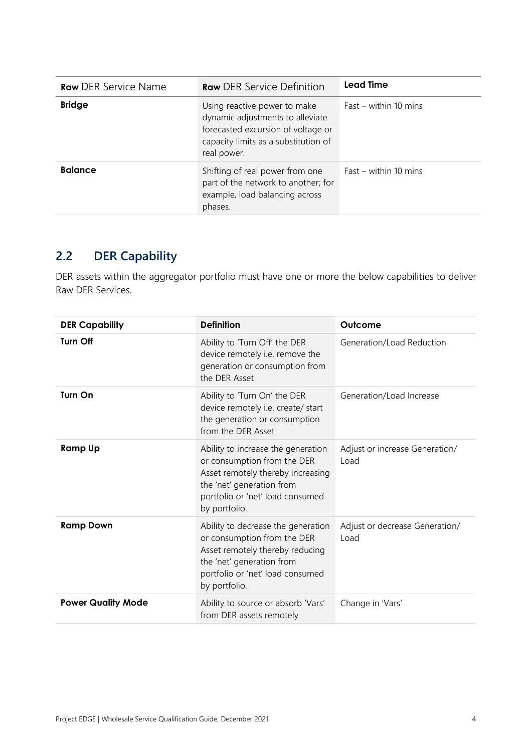| **Raw** DER Service Name | **Raw** DER Service Definition | **Lead Time** |
|---|---|---|
| **Bridge** | Using reactive power to make dynamic adjustments to alleviate forecasted excursion of voltage or capacity limits as a substitution of real power. | Fast – within 10 mins |
| **Balance** | Shifting of real power from one part of the network to another; for example, load balancing across phases. | Fast – within 10 mins |

## 2.2 DER Capability

DER assets within the aggregator portfolio must have one or more the below capabilities to deliver Raw DER Services.

| **DER Capability** | **Definition** | **Outcome** |
|---|---|---|
| **Turn Off** | Ability to 'Turn Off' the DER device remotely i.e. remove the generation or consumption from the DER Asset | Generation/Load Reduction |
| **Turn On** | Ability to 'Turn On' the DER device remotely i.e. create/ start the generation or consumption from the DER Asset | Generation/Load Increase |
| **Ramp Up** | Ability to increase the generation or consumption from the DER Asset remotely thereby increasing the 'net' generation from portfolio or 'net' load consumed by portfolio. | Adjust or increase Generation/ Load |
| **Ramp Down** | Ability to decrease the generation or consumption from the DER Asset remotely thereby reducing the 'net' generation from portfolio or 'net' load consumed by portfolio. | Adjust or decrease Generation/ Load |
| **Power Quality Mode** | Ability to source or absorb 'Vars' from DER assets remotely | Change in 'Vars' |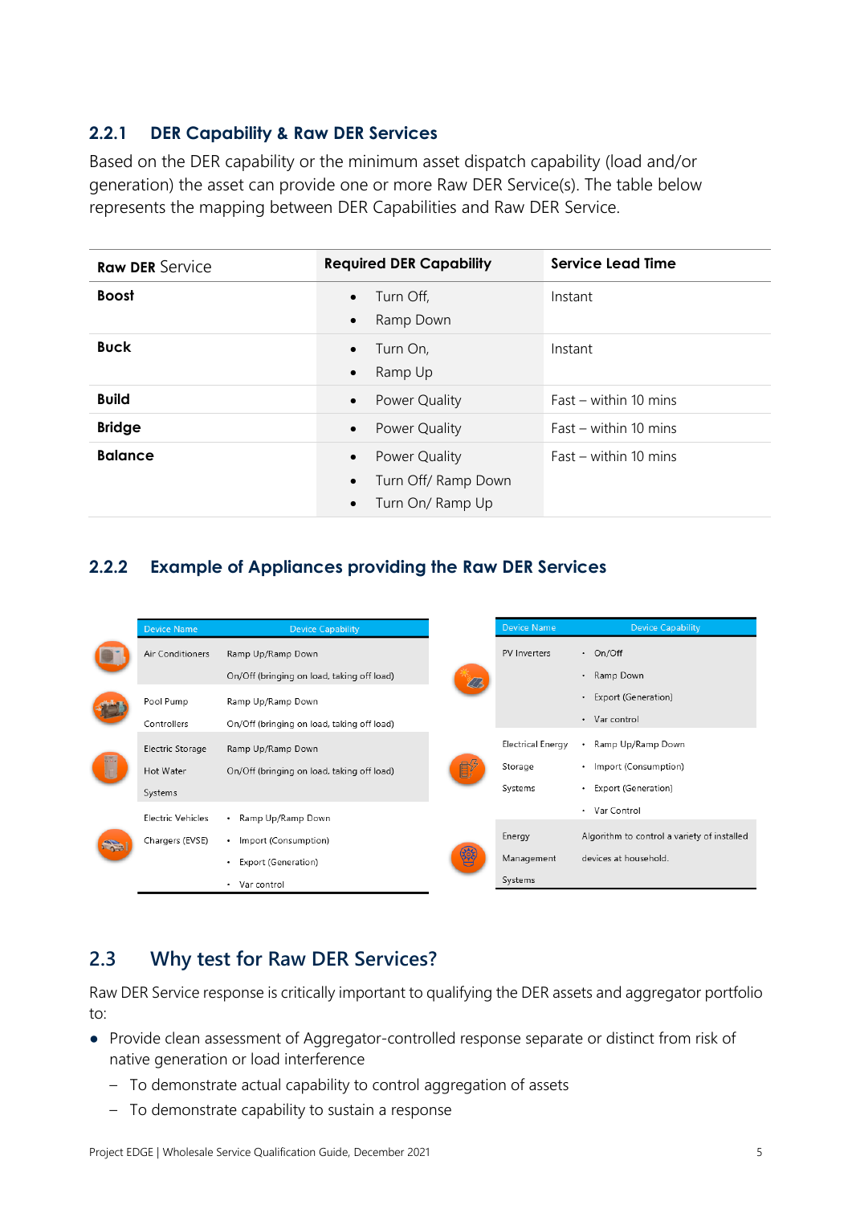### 2.2.1 DER Capability & Raw DER Services

Based on the DER capability or the minimum asset dispatch capability (load and/or generation) the asset can provide one or more Raw DER Service(s). The table below represents the mapping between DER Capabilities and Raw DER Service.

| Raw DER Service | Required DER Capability | Service Lead Time |
|---|---|---|
| **Boost** | • Turn Off,<br>• Ramp Down | Instant |
| **Buck** | • Turn On,<br>• Ramp Up | Instant |
| **Build** | • Power Quality | Fast – within 10 mins |
| **Bridge** | • Power Quality | Fast – within 10 mins |
| **Balance** | • Power Quality<br>• Turn Off/ Ramp Down<br>• Turn On/ Ramp Up | Fast – within 10 mins |

### 2.2.2 Example of Appliances providing the Raw DER Services

| Device Name | Device Capability |
|---|---|
| Air Conditioners | Ramp Up/Ramp Down<br>On/Off (bringing on load, taking off load) |
| Pool Pump Controllers | Ramp Up/Ramp Down<br>On/Off (bringing on load, taking off load) |
| Electric Storage Hot Water Systems | Ramp Up/Ramp Down<br>On/Off (bringing on load, taking off load) |
| Electric Vehicles Chargers (EVSE) | • Ramp Up/Ramp Down<br>• Import (Consumption)<br>• Export (Generation)<br>• Var control |

| Device Name | Device Capability |
|---|---|
| PV Inverters | • On/Off<br>• Ramp Down<br>• Export (Generation)<br>• Var control |
| Electrical Energy Storage Systems | • Ramp Up/Ramp Down<br>• Import (Consumption)<br>• Export (Generation)<br>• Var Control |
| Energy Management Systems | Algorithm to control a variety of installed devices at household. |

## 2.3 Why test for Raw DER Services?

Raw DER Service response is critically important to qualifying the DER assets and aggregator portfolio to:

- Provide clean assessment of Aggregator-controlled response separate or distinct from risk of native generation or load interference
  - To demonstrate actual capability to control aggregation of assets
  - To demonstrate capability to sustain a response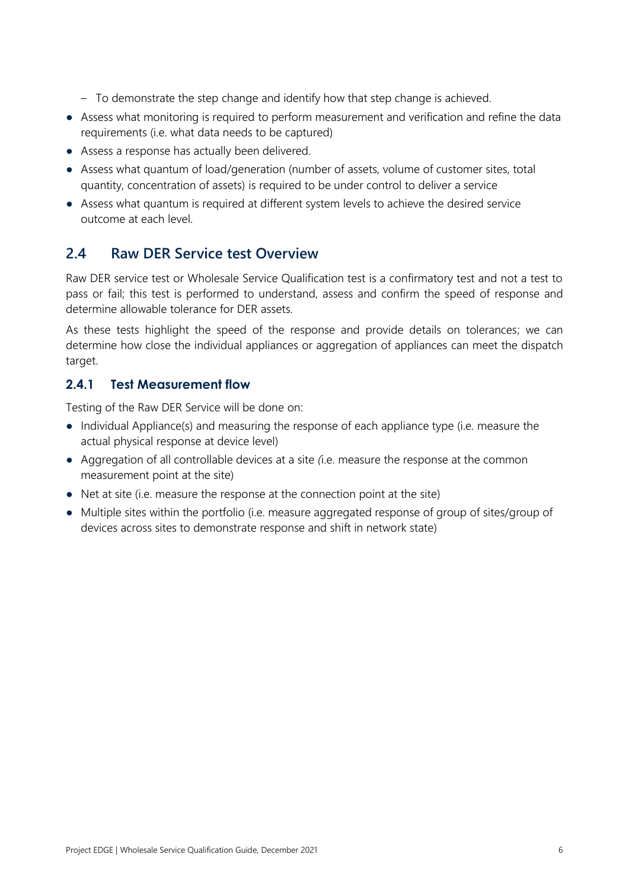- To demonstrate the step change and identify how that step change is achieved.
- Assess what monitoring is required to perform measurement and verification and refine the data requirements (i.e. what data needs to be captured)
- Assess a response has actually been delivered.
- Assess what quantum of load/generation (number of assets, volume of customer sites, total quantity, concentration of assets) is required to be under control to deliver a service
- Assess what quantum is required at different system levels to achieve the desired service outcome at each level.

## 2.4 Raw DER Service test Overview

Raw DER service test or Wholesale Service Qualification test is a confirmatory test and not a test to pass or fail; this test is performed to understand, assess and confirm the speed of response and determine allowable tolerance for DER assets.

As these tests highlight the speed of the response and provide details on tolerances; we can determine how close the individual appliances or aggregation of appliances can meet the dispatch target.

### 2.4.1 Test Measurement flow

Testing of the Raw DER Service will be done on:

- Individual Appliance(s) and measuring the response of each appliance type (i.e. measure the actual physical response at device level)
- Aggregation of all controllable devices at a site *(*i.e. measure the response at the common measurement point at the site)
- Net at site (i.e. measure the response at the connection point at the site)
- Multiple sites within the portfolio (i.e. measure aggregated response of group of sites/group of devices across sites to demonstrate response and shift in network state)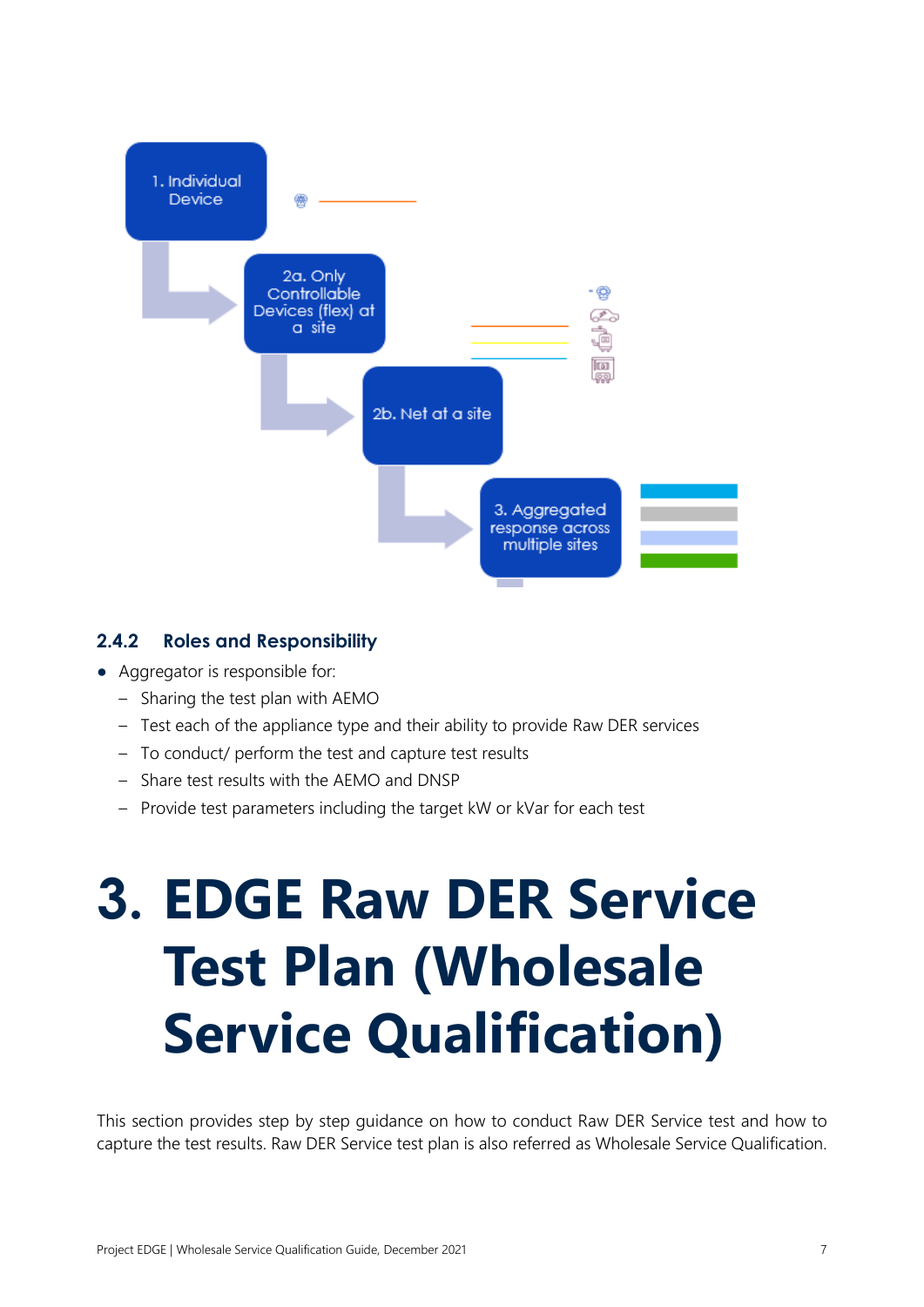1. Individual Device

2a. Only Controllable Devices (flex) at a site

2b. Net at a site

3. Aggregated response across multiple sites

### 2.4.2 Roles and Responsibility

- Aggregator is responsible for:
  - Sharing the test plan with AEMO
  - Test each of the appliance type and their ability to provide Raw DER services
  - To conduct/ perform the test and capture test results
  - Share test results with the AEMO and DNSP
  - Provide test parameters including the target kW or kVar for each test

# 3. EDGE Raw DER Service Test Plan (Wholesale Service Qualification)

This section provides step by step guidance on how to conduct Raw DER Service test and how to capture the test results. Raw DER Service test plan is also referred as Wholesale Service Qualification.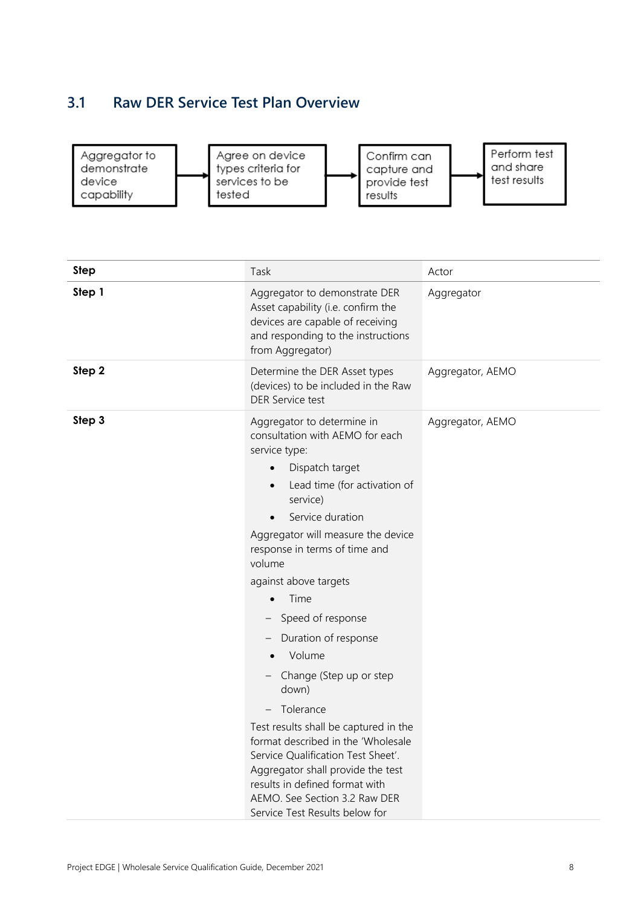## 3.1 Raw DER Service Test Plan Overview

Aggregator to demonstrate device capability → Agree on device types criteria for services to be tested → Confirm can capture and provide test results → Perform test and share test results

| Step | Task | Actor |
|---|---|---|
| **Step 1** | Aggregator to demonstrate DER Asset capability (i.e. confirm the devices are capable of receiving and responding to the instructions from Aggregator) | Aggregator |
| **Step 2** | Determine the DER Asset types (devices) to be included in the Raw DER Service test | Aggregator, AEMO |
| **Step 3** | Aggregator to determine in consultation with AEMO for each service type:<br>• Dispatch target<br>• Lead time (for activation of service)<br>• Service duration<br>Aggregator will measure the device response in terms of time and volume<br>against above targets<br>• Time<br>– Speed of response<br>– Duration of response<br>• Volume<br>– Change (Step up or step down)<br>– Tolerance<br>Test results shall be captured in the format described in the 'Wholesale Service Qualification Test Sheet'. Aggregator shall provide the test results in defined format with AEMO. See Section 3.2 Raw DER Service Test Results below for | Aggregator, AEMO |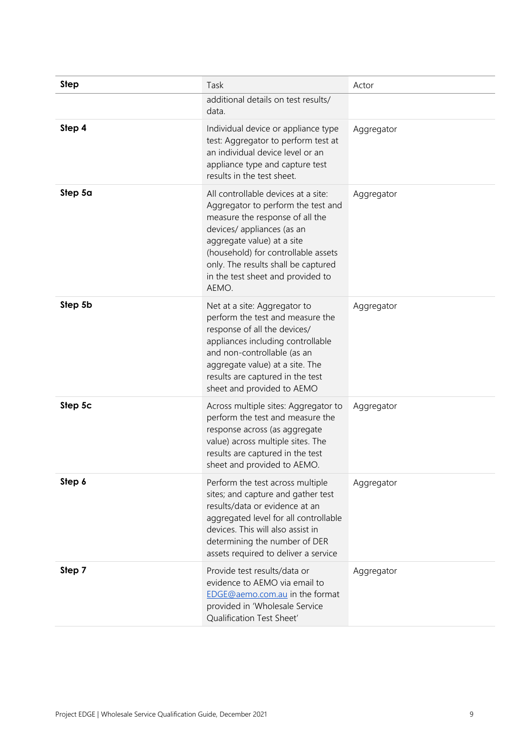| Step | Task | Actor |
|---|---|---|
| | additional details on test results/ data. | |
| **Step 4** | Individual device or appliance type test: Aggregator to perform test at an individual device level or an appliance type and capture test results in the test sheet. | Aggregator |
| **Step 5a** | All controllable devices at a site: Aggregator to perform the test and measure the response of all the devices/ appliances (as an aggregate value) at a site (household) for controllable assets only. The results shall be captured in the test sheet and provided to AEMO. | Aggregator |
| **Step 5b** | Net at a site: Aggregator to perform the test and measure the response of all the devices/ appliances including controllable and non-controllable (as an aggregate value) at a site. The results are captured in the test sheet and provided to AEMO | Aggregator |
| **Step 5c** | Across multiple sites: Aggregator to perform the test and measure the response across (as aggregate value) across multiple sites. The results are captured in the test sheet and provided to AEMO. | Aggregator |
| **Step 6** | Perform the test across multiple sites; and capture and gather test results/data or evidence at an aggregated level for all controllable devices. This will also assist in determining the number of DER assets required to deliver a service | Aggregator |
| **Step 7** | Provide test results/data or evidence to AEMO via email to EDGE@aemo.com.au in the format provided in 'Wholesale Service Qualification Test Sheet' | Aggregator |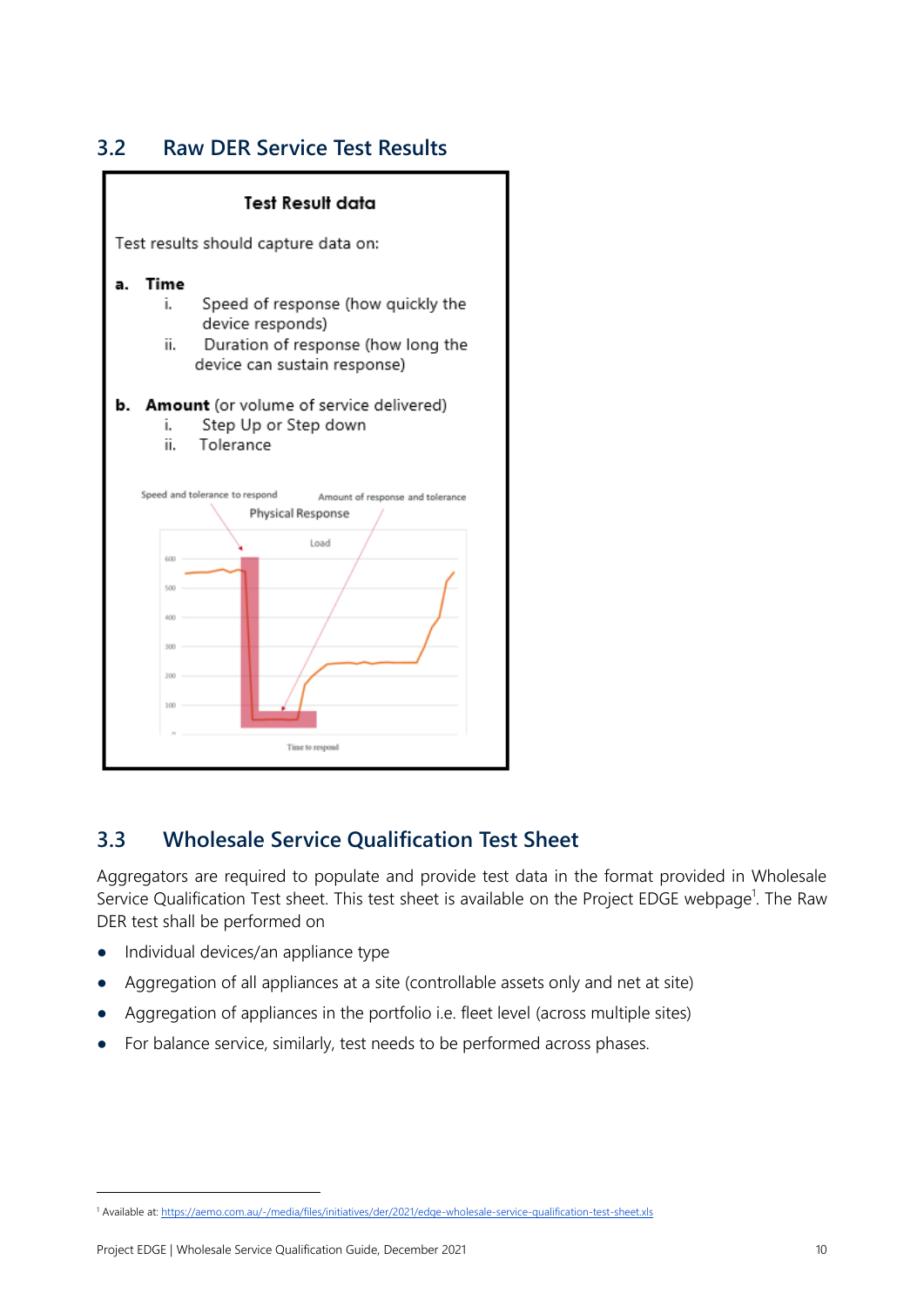## 3.2 Raw DER Service Test Results

**Test Result data**

Test results should capture data on:

**a. Time**

i. Speed of response (how quickly the device responds)

ii. Duration of response (how long the device can sustain response)

**b. Amount** (or volume of service delivered)

i. Step Up or Step down

ii. Tolerance

Speed and tolerance to respond

Amount of response and tolerance

Physical Response

Load

600
500
400
300
200
100
0

Time to respond

## 3.3 Wholesale Service Qualification Test Sheet

Aggregators are required to populate and provide test data in the format provided in Wholesale Service Qualification Test sheet. This test sheet is available on the Project EDGE webpage[1]. The Raw DER test shall be performed on

- Individual devices/an appliance type
- Aggregation of all appliances at a site (controllable assets only and net at site)
- Aggregation of appliances in the portfolio i.e. fleet level (across multiple sites)
- For balance service, similarly, test needs to be performed across phases.

[1] Available at: https://aemo.com.au/-/media/files/initiatives/der/2021/edge-wholesale-service-qualification-test-sheet.xls